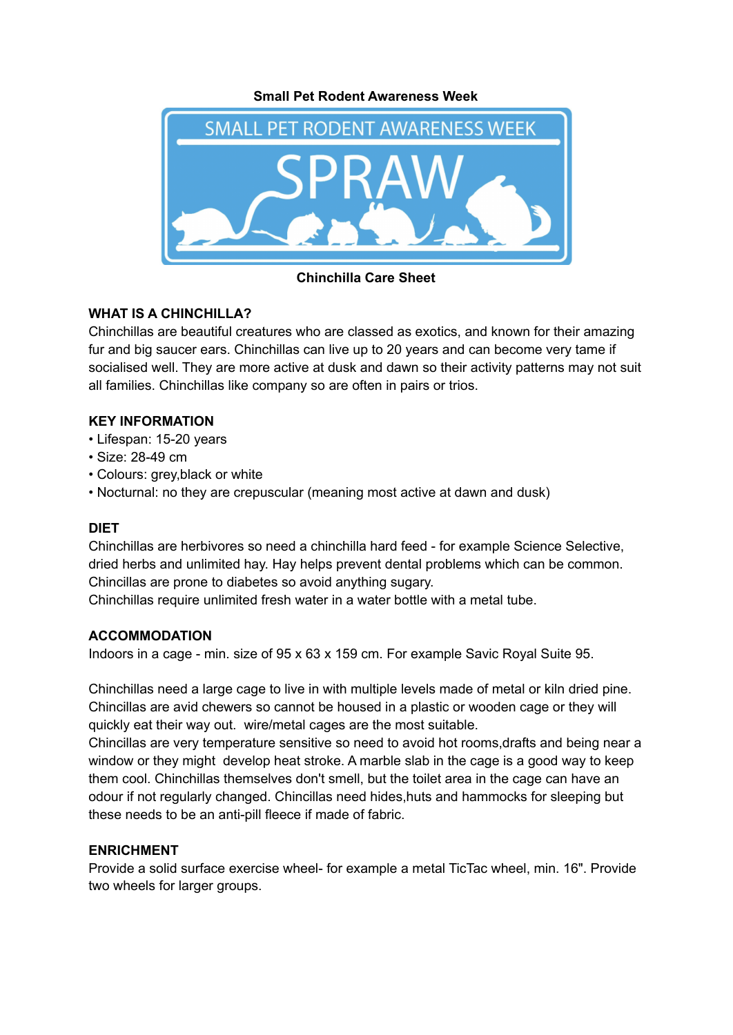**Small Pet Rodent Awareness Week**

**Chinchilla Care Sheet**

## WHAT IS A CHINCHILLA?

Chinchillas are beautiful creatures who are classed as exotics, and known for their amazing fur and big saucer ears. Chinchillas can live up to 20 years and can become very tame if socialised well. They are more active at dusk and dawn so their activity patterns may not suit all families. Chinchillas like company so are often in pairs or trios.

## KEY INFORMATION

- Lifespan: 15-20 years
- Size: 28-49 cm
- Colours: grey,black or white
- Nocturnal: no they are crepuscular (meaning most active at dawn and dusk)

## DIET

Chinchillas are herbivores so need a chinchilla hard feed - for example Science Selective, dried herbs and unlimited hay. Hay helps prevent dental problems which can be common. Chincillas are prone to diabetes so avoid anything sugary.
Chinchillas require unlimited fresh water in a water bottle with a metal tube.

## ACCOMMODATION

Indoors in a cage - min. size of 95 x 63 x 159 cm. For example Savic Royal Suite 95.

Chinchillas need a large cage to live in with multiple levels made of metal or kiln dried pine. Chincillas are avid chewers so cannot be housed in a plastic or wooden cage or they will quickly eat their way out. wire/metal cages are the most suitable.
Chincillas are very temperature sensitive so need to avoid hot rooms,drafts and being near a window or they might develop heat stroke. A marble slab in the cage is a good way to keep them cool. Chinchillas themselves don't smell, but the toilet area in the cage can have an odour if not regularly changed. Chincillas need hides,huts and hammocks for sleeping but these needs to be an anti-pill fleece if made of fabric.

## ENRICHMENT

Provide a solid surface exercise wheel- for example a metal TicTac wheel, min. 16". Provide two wheels for larger groups.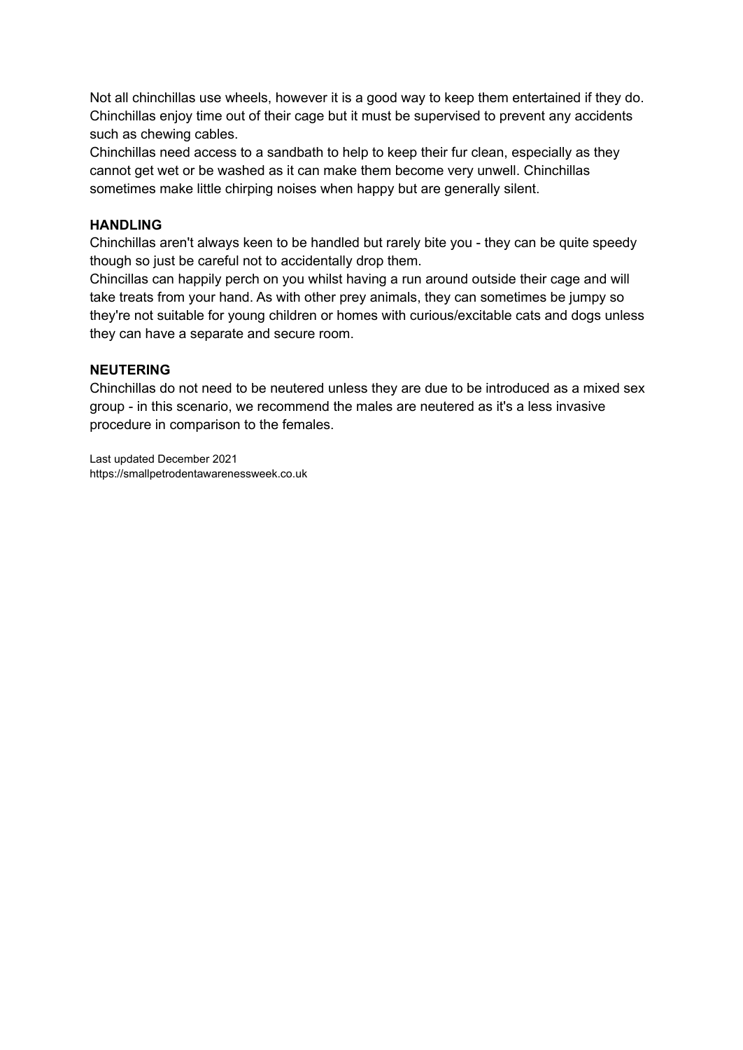Not all chinchillas use wheels, however it is a good way to keep them entertained if they do. Chinchillas enjoy time out of their cage but it must be supervised to prevent any accidents such as chewing cables.

Chinchillas need access to a sandbath to help to keep their fur clean, especially as they cannot get wet or be washed as it can make them become very unwell. Chinchillas sometimes make little chirping noises when happy but are generally silent.

**HANDLING**

Chinchillas aren't always keen to be handled but rarely bite you - they can be quite speedy though so just be careful not to accidentally drop them.

Chincillas can happily perch on you whilst having a run around outside their cage and will take treats from your hand. As with other prey animals, they can sometimes be jumpy so they're not suitable for young children or homes with curious/excitable cats and dogs unless they can have a separate and secure room.

**NEUTERING**

Chinchillas do not need to be neutered unless they are due to be introduced as a mixed sex group - in this scenario, we recommend the males are neutered as it's a less invasive procedure in comparison to the females.

Last updated December 2021
https://smallpetrodentawarenessweek.co.uk